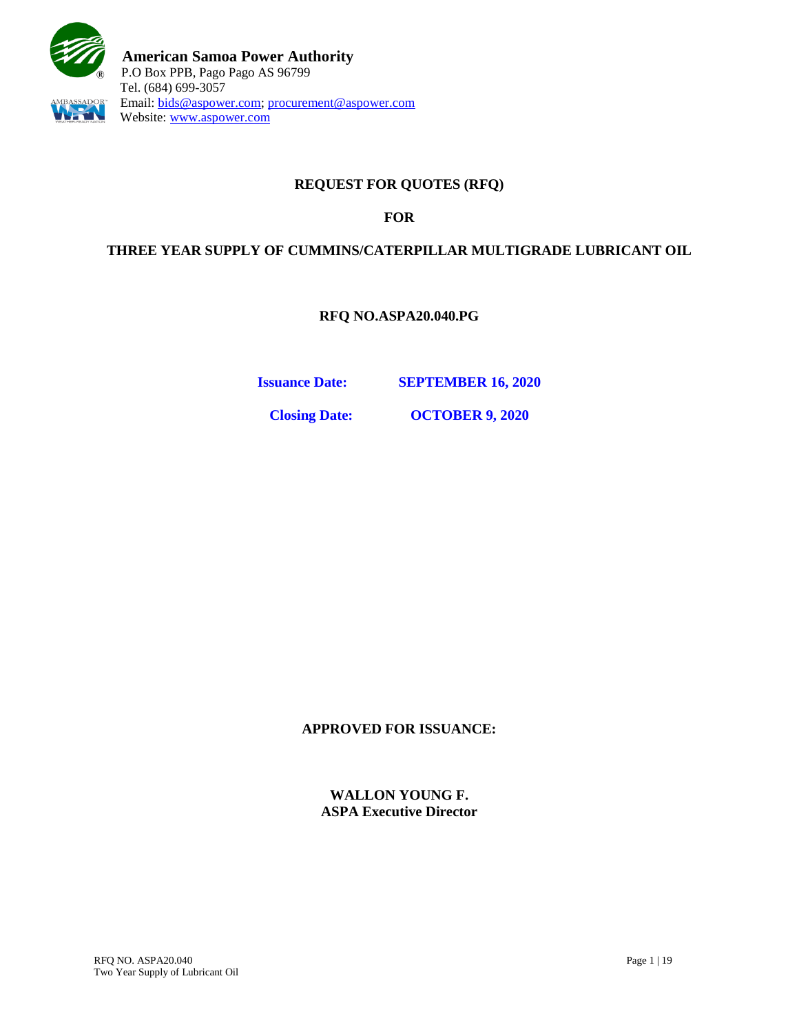**American Samoa Power Authority**
P.O Box PPB, Pago Pago AS 96799
Tel. (684) 699-3057
Email: bids@aspower.com; procurement@aspower.com
Website: www.aspower.com

# REQUEST FOR QUOTES (RFQ)

# FOR

# THREE YEAR SUPPLY OF CUMMINS/CATERPILLAR MULTIGRADE LUBRICANT OIL

## RFQ NO.ASPA20.040.PG

**Issuance Date:** **SEPTEMBER 16, 2020**

**Closing Date:** **OCTOBER 9, 2020**

**APPROVED FOR ISSUANCE:**

**WALLON YOUNG F.**
**ASPA Executive Director**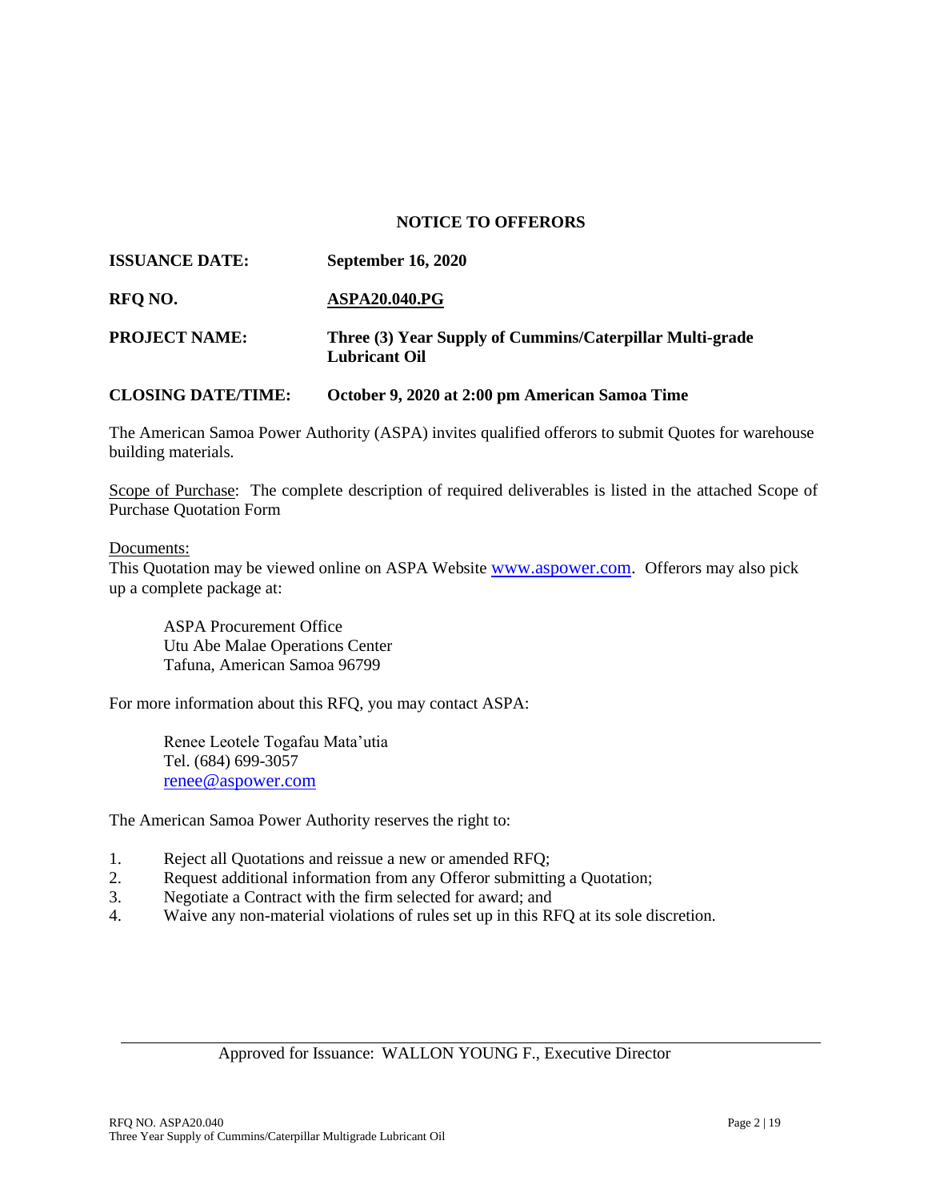## NOTICE TO OFFERORS

**ISSUANCE DATE:** **September 16, 2020**

**RFQ NO.** **ASPA20.040.PG**

**PROJECT NAME:** **Three (3) Year Supply of Cummins/Caterpillar Multi-grade Lubricant Oil**

**CLOSING DATE/TIME:** **October 9, 2020 at 2:00 pm American Samoa Time**

The American Samoa Power Authority (ASPA) invites qualified offerors to submit Quotes for warehouse building materials.

Scope of Purchase: The complete description of required deliverables is listed in the attached Scope of Purchase Quotation Form

Documents:
This Quotation may be viewed online on ASPA Website www.aspower.com. Offerors may also pick up a complete package at:

> ASPA Procurement Office
> Utu Abe Malae Operations Center
> Tafuna, American Samoa 96799

For more information about this RFQ, you may contact ASPA:

> Renee Leotele Togafau Mata'utia
> Tel. (684) 699-3057
> renee@aspower.com

The American Samoa Power Authority reserves the right to:

1. Reject all Quotations and reissue a new or amended RFQ;
2. Request additional information from any Offeror submitting a Quotation;
3. Negotiate a Contract with the firm selected for award; and
4. Waive any non-material violations of rules set up in this RFQ at its sole discretion.

---

Approved for Issuance: WALLON YOUNG F., Executive Director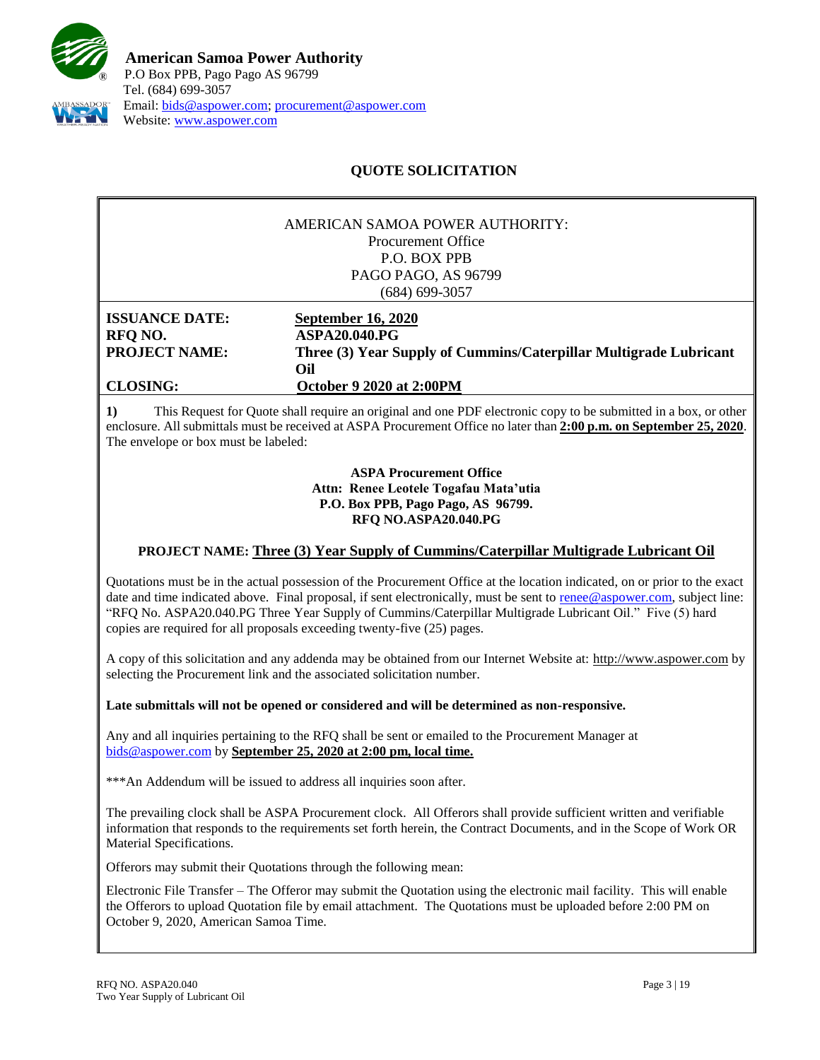**American Samoa Power Authority**
P.O Box PPB, Pago Pago AS 96799
Tel. (684) 699-3057
Email: bids@aspower.com; procurement@aspower.com
Website: www.aspower.com

## QUOTE SOLICITATION

AMERICAN SAMOA POWER AUTHORITY:
Procurement Office
P.O. BOX PPB
PAGO PAGO, AS 96799
(684) 699-3057

| | |
|---|---|
| **ISSUANCE DATE:** | **September 16, 2020** |
| **RFQ NO.** | **ASPA20.040.PG** |
| **PROJECT NAME:** | **Three (3) Year Supply of Cummins/Caterpillar Multigrade Lubricant Oil** |
| **CLOSING:** | **October 9 2020 at 2:00PM** |

**1)** This Request for Quote shall require an original and one PDF electronic copy to be submitted in a box, or other enclosure. All submittals must be received at ASPA Procurement Office no later than **2:00 p.m. on September 25, 2020**. The envelope or box must be labeled:

**ASPA Procurement Office**
**Attn: Renee Leotele Togafau Mata'utia**
**P.O. Box PPB, Pago Pago, AS 96799.**
**RFQ NO.ASPA20.040.PG**

**PROJECT NAME: Three (3) Year Supply of Cummins/Caterpillar Multigrade Lubricant Oil**

Quotations must be in the actual possession of the Procurement Office at the location indicated, on or prior to the exact date and time indicated above. Final proposal, if sent electronically, must be sent to renee@aspower.com, subject line: "RFQ No. ASPA20.040.PG Three Year Supply of Cummins/Caterpillar Multigrade Lubricant Oil." Five (5) hard copies are required for all proposals exceeding twenty-five (25) pages.

A copy of this solicitation and any addenda may be obtained from our Internet Website at: http://www.aspower.com by selecting the Procurement link and the associated solicitation number.

**Late submittals will not be opened or considered and will be determined as non-responsive.**

Any and all inquiries pertaining to the RFQ shall be sent or emailed to the Procurement Manager at bids@aspower.com by **September 25, 2020 at 2:00 pm, local time.**

***An Addendum will be issued to address all inquiries soon after.

The prevailing clock shall be ASPA Procurement clock. All Offerors shall provide sufficient written and verifiable information that responds to the requirements set forth herein, the Contract Documents, and in the Scope of Work OR Material Specifications.

Offerors may submit their Quotations through the following mean:

Electronic File Transfer – The Offeror may submit the Quotation using the electronic mail facility. This will enable the Offerors to upload Quotation file by email attachment. The Quotations must be uploaded before 2:00 PM on October 9, 2020, American Samoa Time.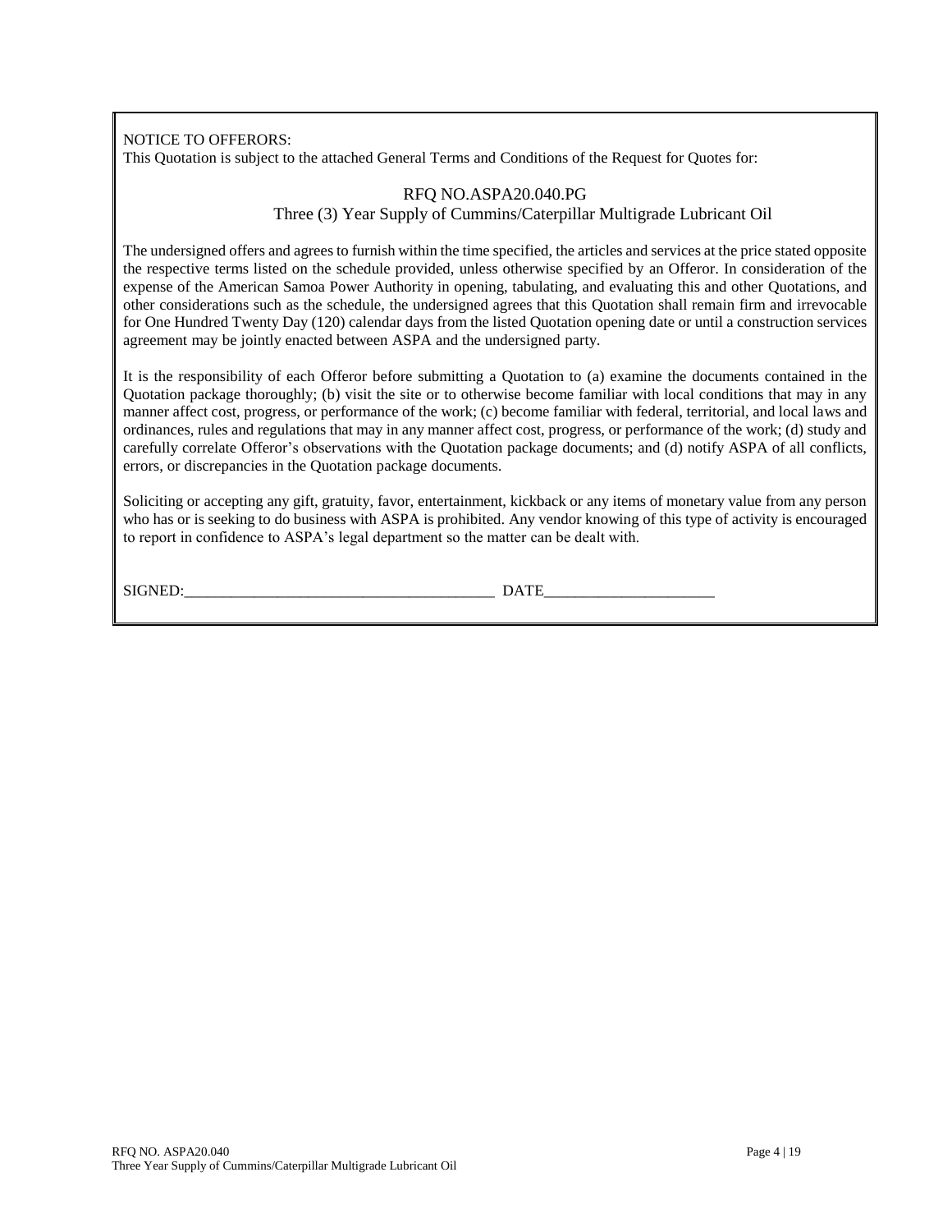NOTICE TO OFFERORS:
This Quotation is subject to the attached General Terms and Conditions of the Request for Quotes for:

RFQ NO.ASPA20.040.PG
Three (3) Year Supply of Cummins/Caterpillar Multigrade Lubricant Oil

The undersigned offers and agrees to furnish within the time specified, the articles and services at the price stated opposite the respective terms listed on the schedule provided, unless otherwise specified by an Offeror. In consideration of the expense of the American Samoa Power Authority in opening, tabulating, and evaluating this and other Quotations, and other considerations such as the schedule, the undersigned agrees that this Quotation shall remain firm and irrevocable for One Hundred Twenty Day (120) calendar days from the listed Quotation opening date or until a construction services agreement may be jointly enacted between ASPA and the undersigned party.

It is the responsibility of each Offeror before submitting a Quotation to (a) examine the documents contained in the Quotation package thoroughly; (b) visit the site or to otherwise become familiar with local conditions that may in any manner affect cost, progress, or performance of the work; (c) become familiar with federal, territorial, and local laws and ordinances, rules and regulations that may in any manner affect cost, progress, or performance of the work; (d) study and carefully correlate Offeror's observations with the Quotation package documents; and (d) notify ASPA of all conflicts, errors, or discrepancies in the Quotation package documents.

Soliciting or accepting any gift, gratuity, favor, entertainment, kickback or any items of monetary value from any person who has or is seeking to do business with ASPA is prohibited. Any vendor knowing of this type of activity is encouraged to report in confidence to ASPA's legal department so the matter can be dealt with.

SIGNED:________________________________________ DATE______________________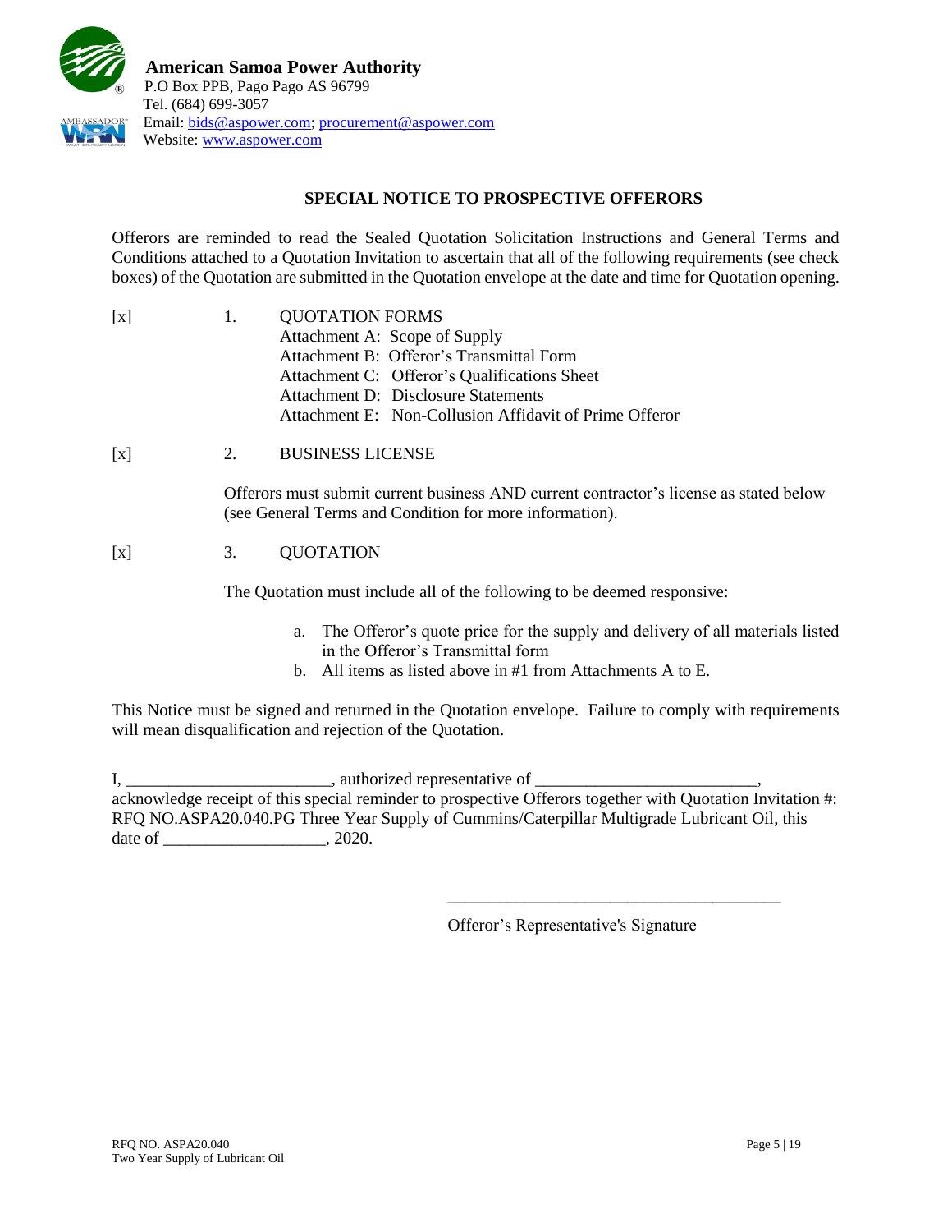**American Samoa Power Authority**
P.O Box PPB, Pago Pago AS 96799
Tel. (684) 699-3057
Email: bids@aspower.com; procurement@aspower.com
Website: www.aspower.com

## SPECIAL NOTICE TO PROSPECTIVE OFFERORS

Offerors are reminded to read the Sealed Quotation Solicitation Instructions and General Terms and Conditions attached to a Quotation Invitation to ascertain that all of the following requirements (see check boxes) of the Quotation are submitted in the Quotation envelope at the date and time for Quotation opening.

[x] 1. QUOTATION FORMS
- Attachment A: Scope of Supply
- Attachment B: Offeror's Transmittal Form
- Attachment C: Offeror's Qualifications Sheet
- Attachment D: Disclosure Statements
- Attachment E: Non-Collusion Affidavit of Prime Offeror

[x] 2. BUSINESS LICENSE

Offerors must submit current business AND current contractor's license as stated below (see General Terms and Condition for more information).

[x] 3. QUOTATION

The Quotation must include all of the following to be deemed responsive:

a. The Offeror's quote price for the supply and delivery of all materials listed in the Offeror's Transmittal form
b. All items as listed above in #1 from Attachments A to E.

This Notice must be signed and returned in the Quotation envelope. Failure to comply with requirements will mean disqualification and rejection of the Quotation.

I, ________________________, authorized representative of __________________________, acknowledge receipt of this special reminder to prospective Offerors together with Quotation Invitation #: RFQ NO.ASPA20.040.PG Three Year Supply of Cummins/Caterpillar Multigrade Lubricant Oil, this date of ___________________, 2020.

________________________________________

Offeror's Representative's Signature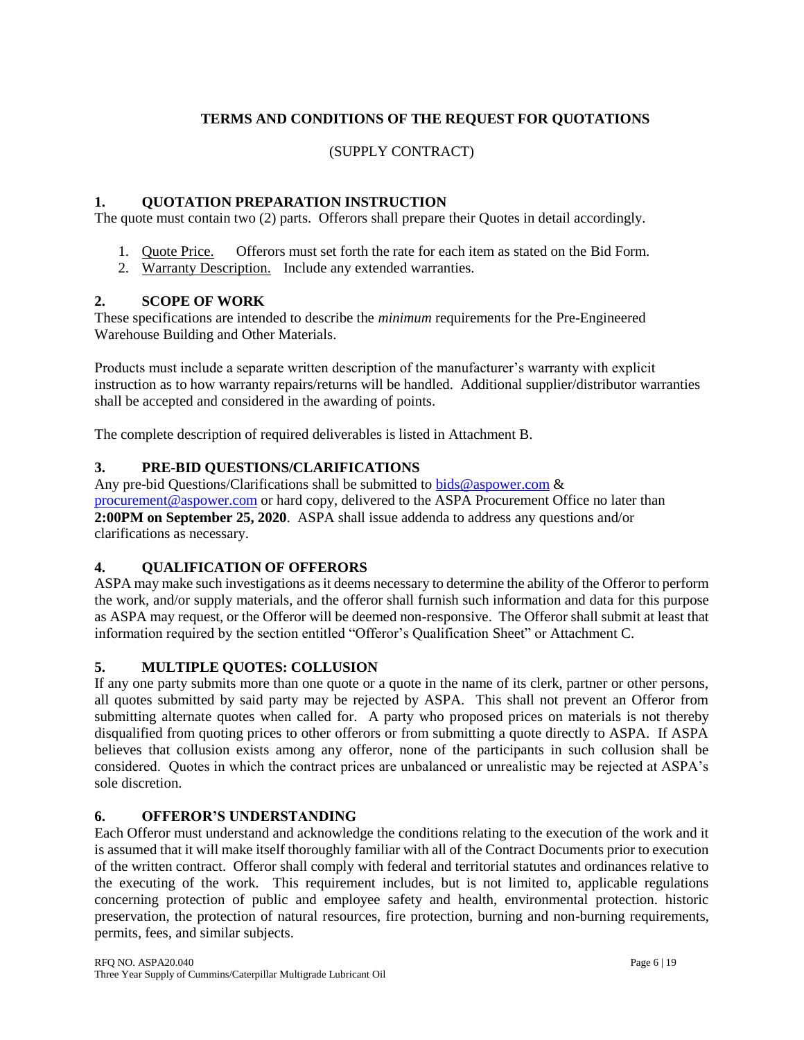## TERMS AND CONDITIONS OF THE REQUEST FOR QUOTATIONS

(SUPPLY CONTRACT)

### 1. QUOTATION PREPARATION INSTRUCTION

The quote must contain two (2) parts. Offerors shall prepare their Quotes in detail accordingly.

1. Quote Price. Offerors must set forth the rate for each item as stated on the Bid Form.
2. Warranty Description. Include any extended warranties.

### 2. SCOPE OF WORK

These specifications are intended to describe the *minimum* requirements for the Pre-Engineered Warehouse Building and Other Materials.

Products must include a separate written description of the manufacturer's warranty with explicit instruction as to how warranty repairs/returns will be handled. Additional supplier/distributor warranties shall be accepted and considered in the awarding of points.

The complete description of required deliverables is listed in Attachment B.

### 3. PRE-BID QUESTIONS/CLARIFICATIONS

Any pre-bid Questions/Clarifications shall be submitted to bids@aspower.com & procurement@aspower.com or hard copy, delivered to the ASPA Procurement Office no later than **2:00PM on September 25, 2020**. ASPA shall issue addenda to address any questions and/or clarifications as necessary.

### 4. QUALIFICATION OF OFFERORS

ASPA may make such investigations as it deems necessary to determine the ability of the Offeror to perform the work, and/or supply materials, and the offeror shall furnish such information and data for this purpose as ASPA may request, or the Offeror will be deemed non-responsive. The Offeror shall submit at least that information required by the section entitled "Offeror's Qualification Sheet" or Attachment C.

### 5. MULTIPLE QUOTES: COLLUSION

If any one party submits more than one quote or a quote in the name of its clerk, partner or other persons, all quotes submitted by said party may be rejected by ASPA. This shall not prevent an Offeror from submitting alternate quotes when called for. A party who proposed prices on materials is not thereby disqualified from quoting prices to other offerors or from submitting a quote directly to ASPA. If ASPA believes that collusion exists among any offeror, none of the participants in such collusion shall be considered. Quotes in which the contract prices are unbalanced or unrealistic may be rejected at ASPA's sole discretion.

### 6. OFFEROR'S UNDERSTANDING

Each Offeror must understand and acknowledge the conditions relating to the execution of the work and it is assumed that it will make itself thoroughly familiar with all of the Contract Documents prior to execution of the written contract. Offeror shall comply with federal and territorial statutes and ordinances relative to the executing of the work. This requirement includes, but is not limited to, applicable regulations concerning protection of public and employee safety and health, environmental protection. historic preservation, the protection of natural resources, fire protection, burning and non-burning requirements, permits, fees, and similar subjects.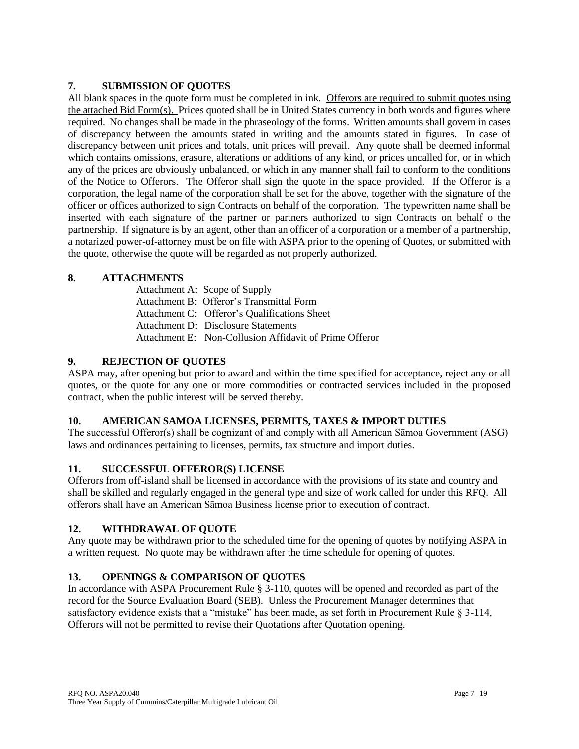## 7. SUBMISSION OF QUOTES

All blank spaces in the quote form must be completed in ink. Offerors are required to submit quotes using the attached Bid Form(s). Prices quoted shall be in United States currency in both words and figures where required. No changes shall be made in the phraseology of the forms. Written amounts shall govern in cases of discrepancy between the amounts stated in writing and the amounts stated in figures. In case of discrepancy between unit prices and totals, unit prices will prevail. Any quote shall be deemed informal which contains omissions, erasure, alterations or additions of any kind, or prices uncalled for, or in which any of the prices are obviously unbalanced, or which in any manner shall fail to conform to the conditions of the Notice to Offerors. The Offeror shall sign the quote in the space provided. If the Offeror is a corporation, the legal name of the corporation shall be set for the above, together with the signature of the officer or offices authorized to sign Contracts on behalf of the corporation. The typewritten name shall be inserted with each signature of the partner or partners authorized to sign Contracts on behalf o the partnership. If signature is by an agent, other than an officer of a corporation or a member of a partnership, a notarized power-of-attorney must be on file with ASPA prior to the opening of Quotes, or submitted with the quote, otherwise the quote will be regarded as not properly authorized.

## 8. ATTACHMENTS

- Attachment A: Scope of Supply
- Attachment B: Offeror's Transmittal Form
- Attachment C: Offeror's Qualifications Sheet
- Attachment D: Disclosure Statements
- Attachment E: Non-Collusion Affidavit of Prime Offeror

## 9. REJECTION OF QUOTES

ASPA may, after opening but prior to award and within the time specified for acceptance, reject any or all quotes, or the quote for any one or more commodities or contracted services included in the proposed contract, when the public interest will be served thereby.

## 10. AMERICAN SAMOA LICENSES, PERMITS, TAXES & IMPORT DUTIES

The successful Offeror(s) shall be cognizant of and comply with all American Sāmoa Government (ASG) laws and ordinances pertaining to licenses, permits, tax structure and import duties.

## 11. SUCCESSFUL OFFEROR(S) LICENSE

Offerors from off-island shall be licensed in accordance with the provisions of its state and country and shall be skilled and regularly engaged in the general type and size of work called for under this RFQ. All offerors shall have an American Sāmoa Business license prior to execution of contract.

## 12. WITHDRAWAL OF QUOTE

Any quote may be withdrawn prior to the scheduled time for the opening of quotes by notifying ASPA in a written request. No quote may be withdrawn after the time schedule for opening of quotes.

## 13. OPENINGS & COMPARISON OF QUOTES

In accordance with ASPA Procurement Rule § 3-110, quotes will be opened and recorded as part of the record for the Source Evaluation Board (SEB). Unless the Procurement Manager determines that satisfactory evidence exists that a "mistake" has been made, as set forth in Procurement Rule § 3-114, Offerors will not be permitted to revise their Quotations after Quotation opening.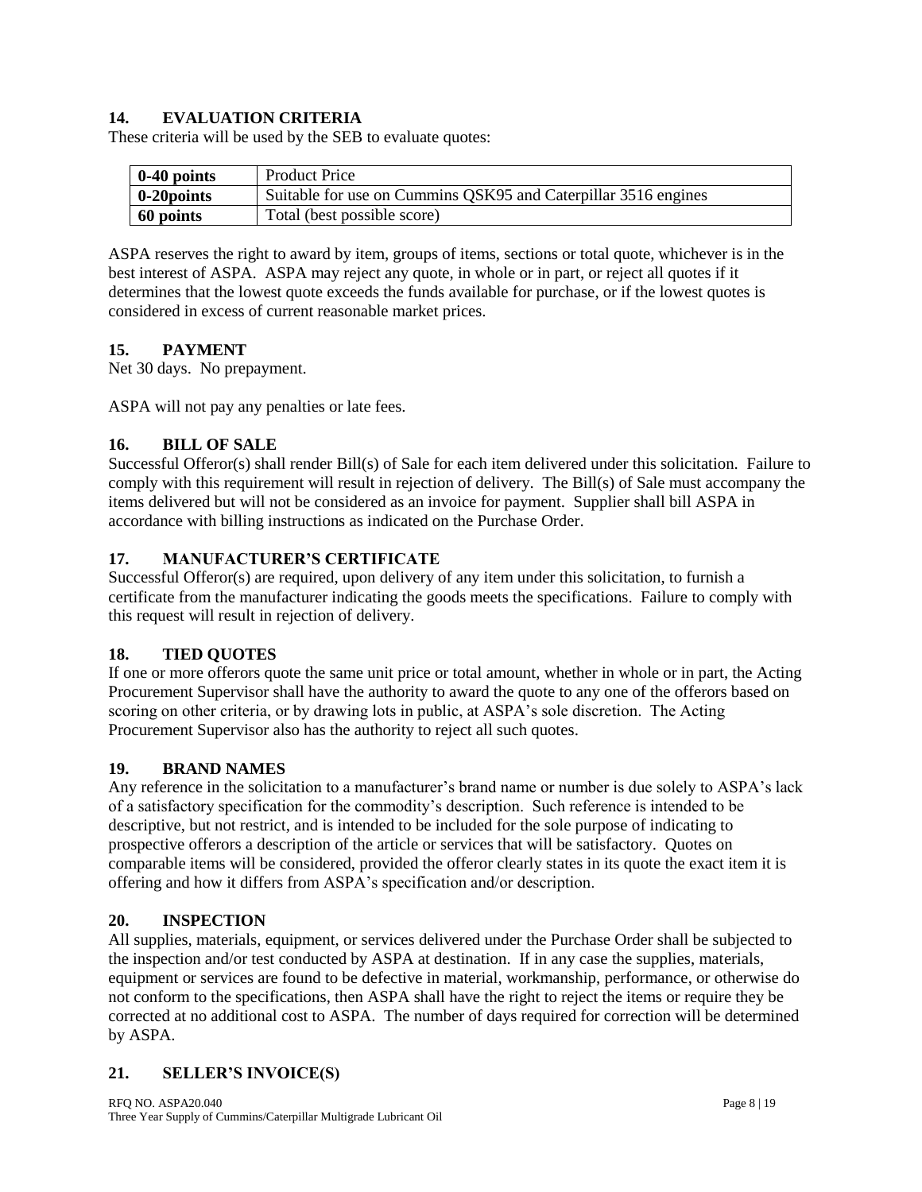## 14. EVALUATION CRITERIA

These criteria will be used by the SEB to evaluate quotes:

| **0-40 points** | Product Price |
|---|---|
| **0-20points** | Suitable for use on Cummins QSK95 and Caterpillar 3516 engines |
| **60 points** | Total (best possible score) |

ASPA reserves the right to award by item, groups of items, sections or total quote, whichever is in the best interest of ASPA. ASPA may reject any quote, in whole or in part, or reject all quotes if it determines that the lowest quote exceeds the funds available for purchase, or if the lowest quotes is considered in excess of current reasonable market prices.

## 15. PAYMENT

Net 30 days. No prepayment.

ASPA will not pay any penalties or late fees.

## 16. BILL OF SALE

Successful Offeror(s) shall render Bill(s) of Sale for each item delivered under this solicitation. Failure to comply with this requirement will result in rejection of delivery. The Bill(s) of Sale must accompany the items delivered but will not be considered as an invoice for payment. Supplier shall bill ASPA in accordance with billing instructions as indicated on the Purchase Order.

## 17. MANUFACTURER'S CERTIFICATE

Successful Offeror(s) are required, upon delivery of any item under this solicitation, to furnish a certificate from the manufacturer indicating the goods meets the specifications. Failure to comply with this request will result in rejection of delivery.

## 18. TIED QUOTES

If one or more offerors quote the same unit price or total amount, whether in whole or in part, the Acting Procurement Supervisor shall have the authority to award the quote to any one of the offerors based on scoring on other criteria, or by drawing lots in public, at ASPA's sole discretion. The Acting Procurement Supervisor also has the authority to reject all such quotes.

## 19. BRAND NAMES

Any reference in the solicitation to a manufacturer's brand name or number is due solely to ASPA's lack of a satisfactory specification for the commodity's description. Such reference is intended to be descriptive, but not restrict, and is intended to be included for the sole purpose of indicating to prospective offerors a description of the article or services that will be satisfactory. Quotes on comparable items will be considered, provided the offeror clearly states in its quote the exact item it is offering and how it differs from ASPA's specification and/or description.

## 20. INSPECTION

All supplies, materials, equipment, or services delivered under the Purchase Order shall be subjected to the inspection and/or test conducted by ASPA at destination. If in any case the supplies, materials, equipment or services are found to be defective in material, workmanship, performance, or otherwise do not conform to the specifications, then ASPA shall have the right to reject the items or require they be corrected at no additional cost to ASPA. The number of days required for correction will be determined by ASPA.

## 21. SELLER'S INVOICE(S)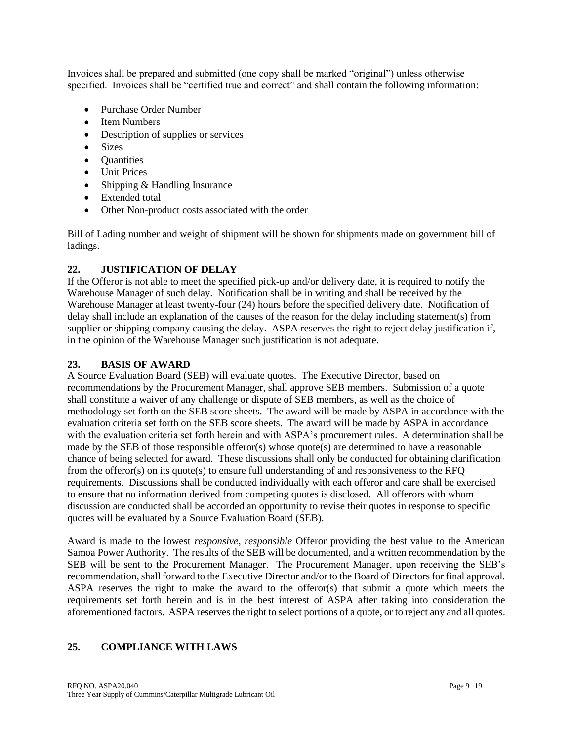Invoices shall be prepared and submitted (one copy shall be marked "original") unless otherwise specified. Invoices shall be "certified true and correct" and shall contain the following information:

- Purchase Order Number
- Item Numbers
- Description of supplies or services
- Sizes
- Quantities
- Unit Prices
- Shipping & Handling Insurance
- Extended total
- Other Non-product costs associated with the order

Bill of Lading number and weight of shipment will be shown for shipments made on government bill of ladings.

## 22. JUSTIFICATION OF DELAY

If the Offeror is not able to meet the specified pick-up and/or delivery date, it is required to notify the Warehouse Manager of such delay. Notification shall be in writing and shall be received by the Warehouse Manager at least twenty-four (24) hours before the specified delivery date. Notification of delay shall include an explanation of the causes of the reason for the delay including statement(s) from supplier or shipping company causing the delay. ASPA reserves the right to reject delay justification if, in the opinion of the Warehouse Manager such justification is not adequate.

## 23. BASIS OF AWARD

A Source Evaluation Board (SEB) will evaluate quotes. The Executive Director, based on recommendations by the Procurement Manager, shall approve SEB members. Submission of a quote shall constitute a waiver of any challenge or dispute of SEB members, as well as the choice of methodology set forth on the SEB score sheets. The award will be made by ASPA in accordance with the evaluation criteria set forth on the SEB score sheets. The award will be made by ASPA in accordance with the evaluation criteria set forth herein and with ASPA's procurement rules. A determination shall be made by the SEB of those responsible offeror(s) whose quote(s) are determined to have a reasonable chance of being selected for award. These discussions shall only be conducted for obtaining clarification from the offeror(s) on its quote(s) to ensure full understanding of and responsiveness to the RFQ requirements. Discussions shall be conducted individually with each offeror and care shall be exercised to ensure that no information derived from competing quotes is disclosed. All offerors with whom discussion are conducted shall be accorded an opportunity to revise their quotes in response to specific quotes will be evaluated by a Source Evaluation Board (SEB).

Award is made to the lowest *responsive, responsible* Offeror providing the best value to the American Samoa Power Authority. The results of the SEB will be documented, and a written recommendation by the SEB will be sent to the Procurement Manager. The Procurement Manager, upon receiving the SEB's recommendation, shall forward to the Executive Director and/or to the Board of Directors for final approval. ASPA reserves the right to make the award to the offeror(s) that submit a quote which meets the requirements set forth herein and is in the best interest of ASPA after taking into consideration the aforementioned factors. ASPA reserves the right to select portions of a quote, or to reject any and all quotes.

## 25. COMPLIANCE WITH LAWS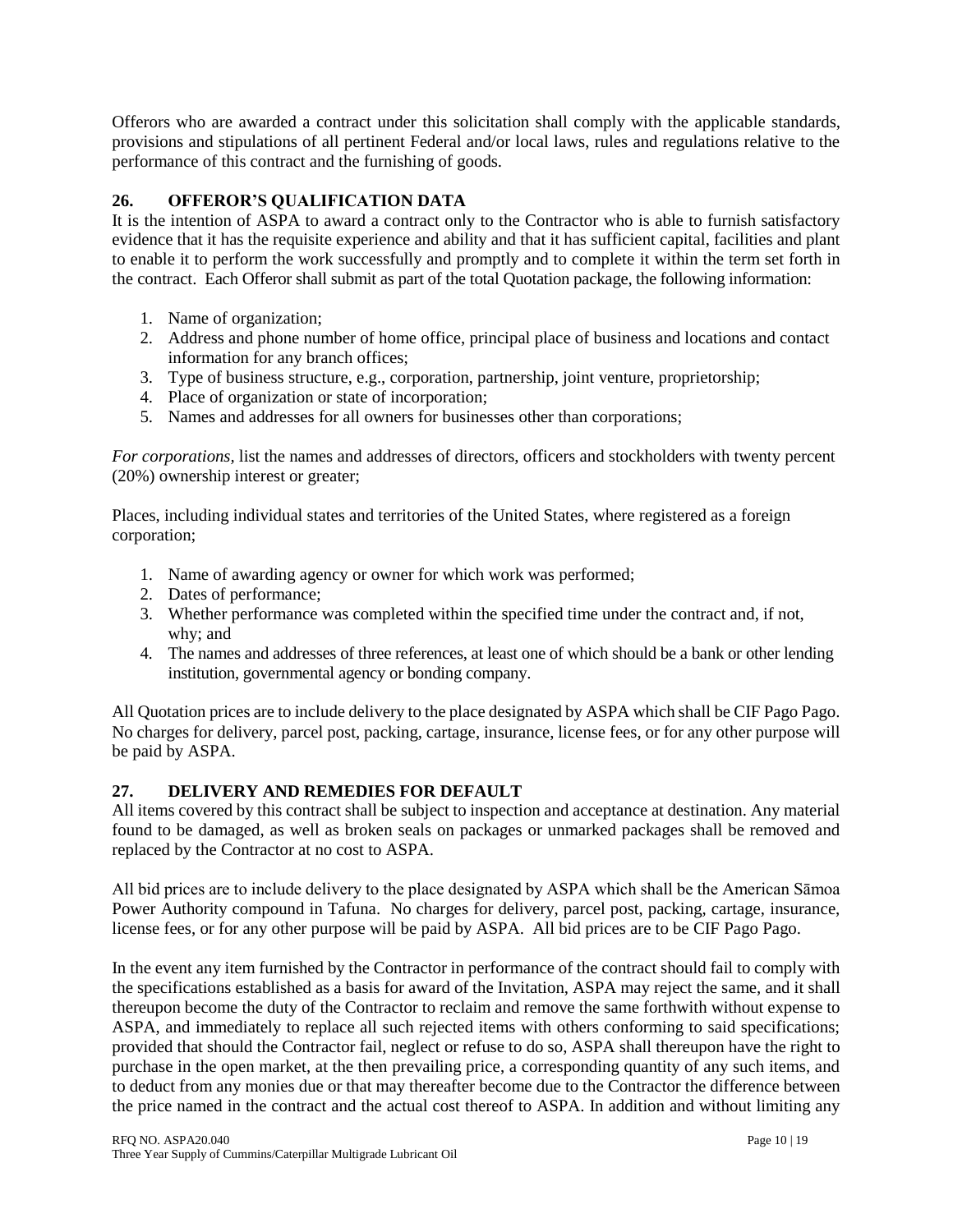Offerors who are awarded a contract under this solicitation shall comply with the applicable standards, provisions and stipulations of all pertinent Federal and/or local laws, rules and regulations relative to the performance of this contract and the furnishing of goods.

## 26. OFFEROR'S QUALIFICATION DATA

It is the intention of ASPA to award a contract only to the Contractor who is able to furnish satisfactory evidence that it has the requisite experience and ability and that it has sufficient capital, facilities and plant to enable it to perform the work successfully and promptly and to complete it within the term set forth in the contract. Each Offeror shall submit as part of the total Quotation package, the following information:

1. Name of organization;
2. Address and phone number of home office, principal place of business and locations and contact information for any branch offices;
3. Type of business structure, e.g., corporation, partnership, joint venture, proprietorship;
4. Place of organization or state of incorporation;
5. Names and addresses for all owners for businesses other than corporations;

*For corporations,* list the names and addresses of directors, officers and stockholders with twenty percent (20%) ownership interest or greater;

Places, including individual states and territories of the United States, where registered as a foreign corporation;

1. Name of awarding agency or owner for which work was performed;
2. Dates of performance;
3. Whether performance was completed within the specified time under the contract and, if not, why; and
4. The names and addresses of three references, at least one of which should be a bank or other lending institution, governmental agency or bonding company.

All Quotation prices are to include delivery to the place designated by ASPA which shall be CIF Pago Pago. No charges for delivery, parcel post, packing, cartage, insurance, license fees, or for any other purpose will be paid by ASPA.

## 27. DELIVERY AND REMEDIES FOR DEFAULT

All items covered by this contract shall be subject to inspection and acceptance at destination. Any material found to be damaged, as well as broken seals on packages or unmarked packages shall be removed and replaced by the Contractor at no cost to ASPA.

All bid prices are to include delivery to the place designated by ASPA which shall be the American Sāmoa Power Authority compound in Tafuna. No charges for delivery, parcel post, packing, cartage, insurance, license fees, or for any other purpose will be paid by ASPA. All bid prices are to be CIF Pago Pago.

In the event any item furnished by the Contractor in performance of the contract should fail to comply with the specifications established as a basis for award of the Invitation, ASPA may reject the same, and it shall thereupon become the duty of the Contractor to reclaim and remove the same forthwith without expense to ASPA, and immediately to replace all such rejected items with others conforming to said specifications; provided that should the Contractor fail, neglect or refuse to do so, ASPA shall thereupon have the right to purchase in the open market, at the then prevailing price, a corresponding quantity of any such items, and to deduct from any monies due or that may thereafter become due to the Contractor the difference between the price named in the contract and the actual cost thereof to ASPA. In addition and without limiting any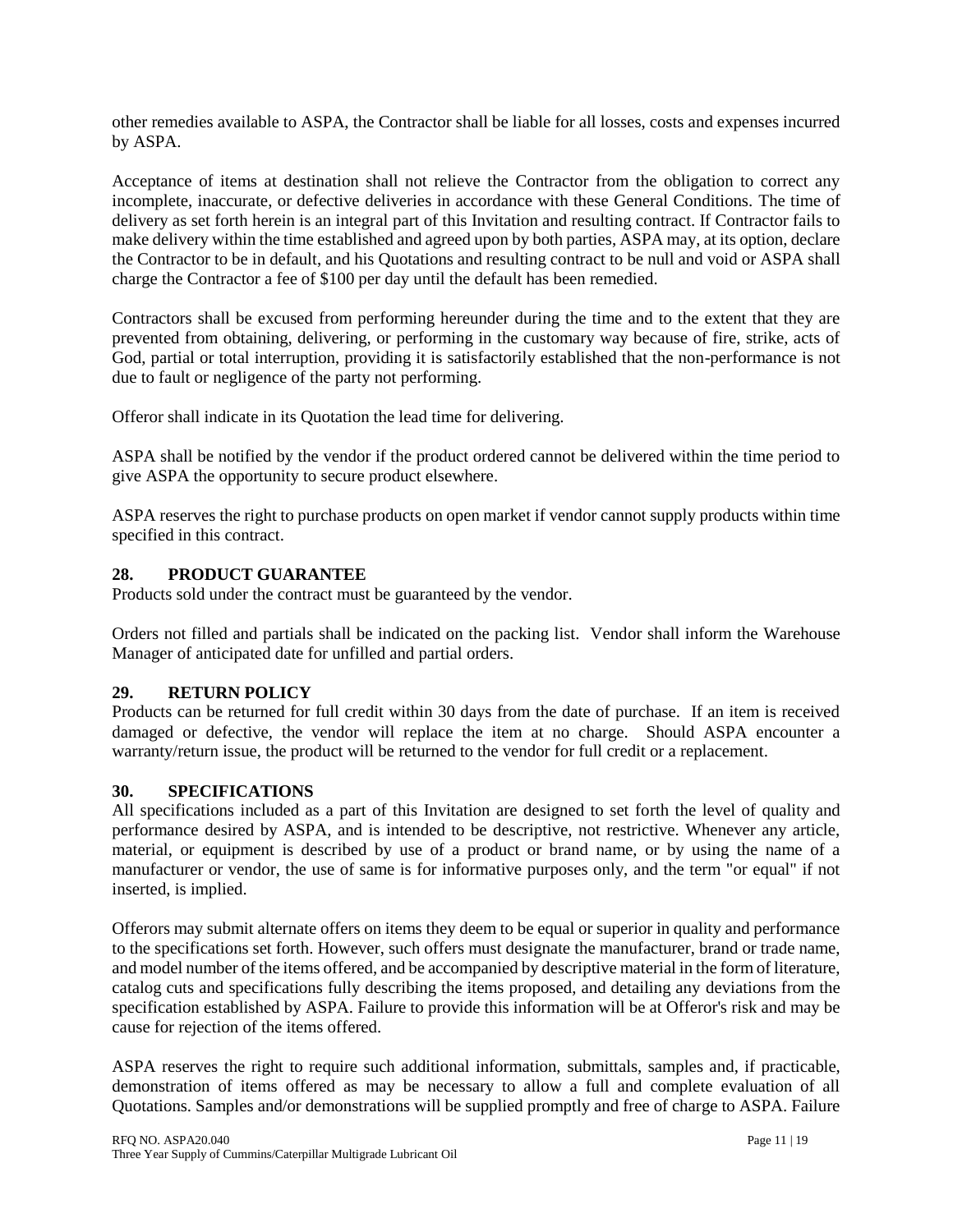other remedies available to ASPA, the Contractor shall be liable for all losses, costs and expenses incurred by ASPA.

Acceptance of items at destination shall not relieve the Contractor from the obligation to correct any incomplete, inaccurate, or defective deliveries in accordance with these General Conditions. The time of delivery as set forth herein is an integral part of this Invitation and resulting contract. If Contractor fails to make delivery within the time established and agreed upon by both parties, ASPA may, at its option, declare the Contractor to be in default, and his Quotations and resulting contract to be null and void or ASPA shall charge the Contractor a fee of $100 per day until the default has been remedied.

Contractors shall be excused from performing hereunder during the time and to the extent that they are prevented from obtaining, delivering, or performing in the customary way because of fire, strike, acts of God, partial or total interruption, providing it is satisfactorily established that the non-performance is not due to fault or negligence of the party not performing.

Offeror shall indicate in its Quotation the lead time for delivering.

ASPA shall be notified by the vendor if the product ordered cannot be delivered within the time period to give ASPA the opportunity to secure product elsewhere.

ASPA reserves the right to purchase products on open market if vendor cannot supply products within time specified in this contract.

## 28. PRODUCT GUARANTEE

Products sold under the contract must be guaranteed by the vendor.

Orders not filled and partials shall be indicated on the packing list. Vendor shall inform the Warehouse Manager of anticipated date for unfilled and partial orders.

## 29. RETURN POLICY

Products can be returned for full credit within 30 days from the date of purchase. If an item is received damaged or defective, the vendor will replace the item at no charge. Should ASPA encounter a warranty/return issue, the product will be returned to the vendor for full credit or a replacement.

## 30. SPECIFICATIONS

All specifications included as a part of this Invitation are designed to set forth the level of quality and performance desired by ASPA, and is intended to be descriptive, not restrictive. Whenever any article, material, or equipment is described by use of a product or brand name, or by using the name of a manufacturer or vendor, the use of same is for informative purposes only, and the term "or equal" if not inserted, is implied.

Offerors may submit alternate offers on items they deem to be equal or superior in quality and performance to the specifications set forth. However, such offers must designate the manufacturer, brand or trade name, and model number of the items offered, and be accompanied by descriptive material in the form of literature, catalog cuts and specifications fully describing the items proposed, and detailing any deviations from the specification established by ASPA. Failure to provide this information will be at Offeror's risk and may be cause for rejection of the items offered.

ASPA reserves the right to require such additional information, submittals, samples and, if practicable, demonstration of items offered as may be necessary to allow a full and complete evaluation of all Quotations. Samples and/or demonstrations will be supplied promptly and free of charge to ASPA. Failure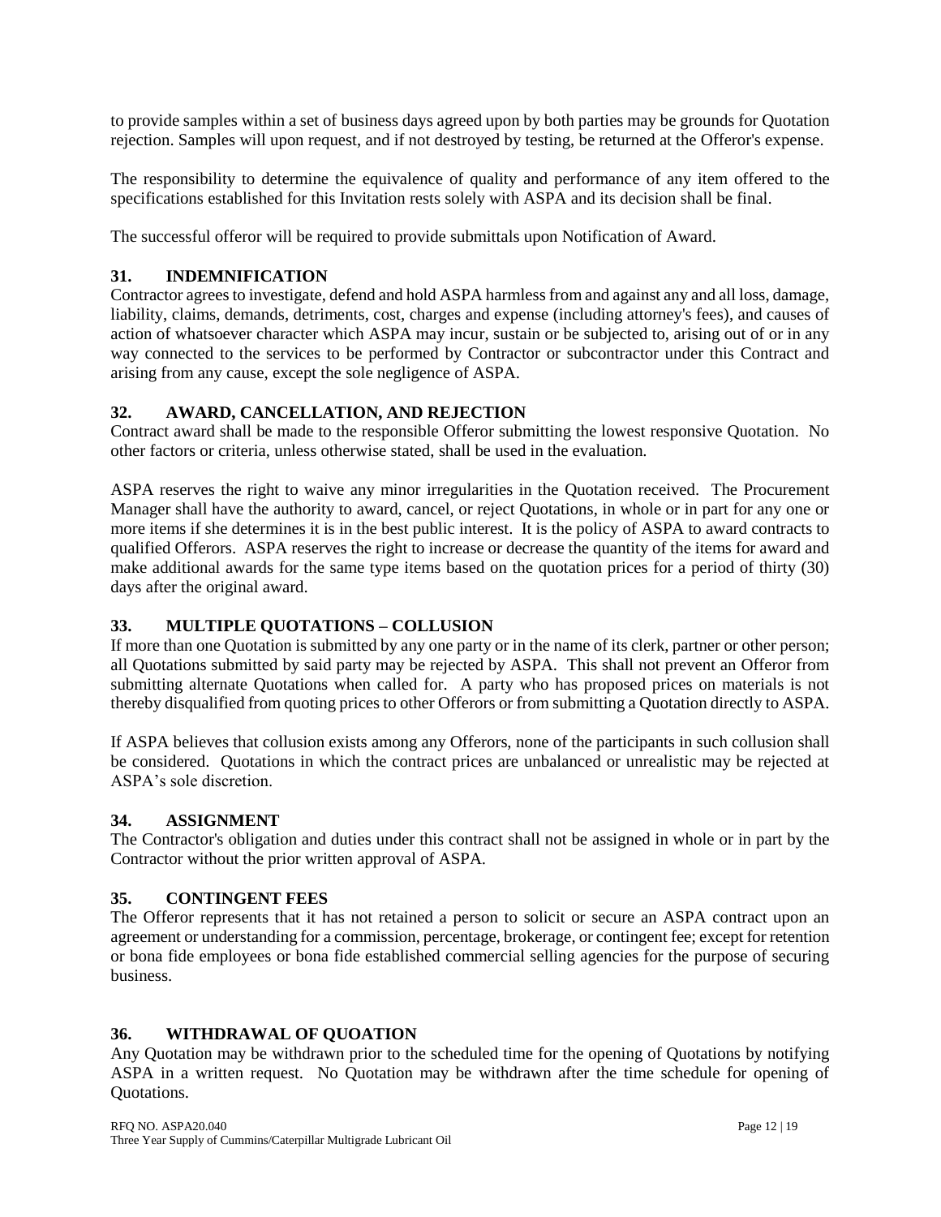to provide samples within a set of business days agreed upon by both parties may be grounds for Quotation rejection. Samples will upon request, and if not destroyed by testing, be returned at the Offeror's expense.

The responsibility to determine the equivalence of quality and performance of any item offered to the specifications established for this Invitation rests solely with ASPA and its decision shall be final.

The successful offeror will be required to provide submittals upon Notification of Award.

## 31. INDEMNIFICATION

Contractor agrees to investigate, defend and hold ASPA harmless from and against any and all loss, damage, liability, claims, demands, detriments, cost, charges and expense (including attorney's fees), and causes of action of whatsoever character which ASPA may incur, sustain or be subjected to, arising out of or in any way connected to the services to be performed by Contractor or subcontractor under this Contract and arising from any cause, except the sole negligence of ASPA.

## 32. AWARD, CANCELLATION, AND REJECTION

Contract award shall be made to the responsible Offeror submitting the lowest responsive Quotation. No other factors or criteria, unless otherwise stated, shall be used in the evaluation.

ASPA reserves the right to waive any minor irregularities in the Quotation received. The Procurement Manager shall have the authority to award, cancel, or reject Quotations, in whole or in part for any one or more items if she determines it is in the best public interest. It is the policy of ASPA to award contracts to qualified Offerors. ASPA reserves the right to increase or decrease the quantity of the items for award and make additional awards for the same type items based on the quotation prices for a period of thirty (30) days after the original award.

## 33. MULTIPLE QUOTATIONS – COLLUSION

If more than one Quotation is submitted by any one party or in the name of its clerk, partner or other person; all Quotations submitted by said party may be rejected by ASPA. This shall not prevent an Offeror from submitting alternate Quotations when called for. A party who has proposed prices on materials is not thereby disqualified from quoting prices to other Offerors or from submitting a Quotation directly to ASPA.

If ASPA believes that collusion exists among any Offerors, none of the participants in such collusion shall be considered. Quotations in which the contract prices are unbalanced or unrealistic may be rejected at ASPA's sole discretion.

## 34. ASSIGNMENT

The Contractor's obligation and duties under this contract shall not be assigned in whole or in part by the Contractor without the prior written approval of ASPA.

## 35. CONTINGENT FEES

The Offeror represents that it has not retained a person to solicit or secure an ASPA contract upon an agreement or understanding for a commission, percentage, brokerage, or contingent fee; except for retention or bona fide employees or bona fide established commercial selling agencies for the purpose of securing business.

## 36. WITHDRAWAL OF QUOATION

Any Quotation may be withdrawn prior to the scheduled time for the opening of Quotations by notifying ASPA in a written request. No Quotation may be withdrawn after the time schedule for opening of Quotations.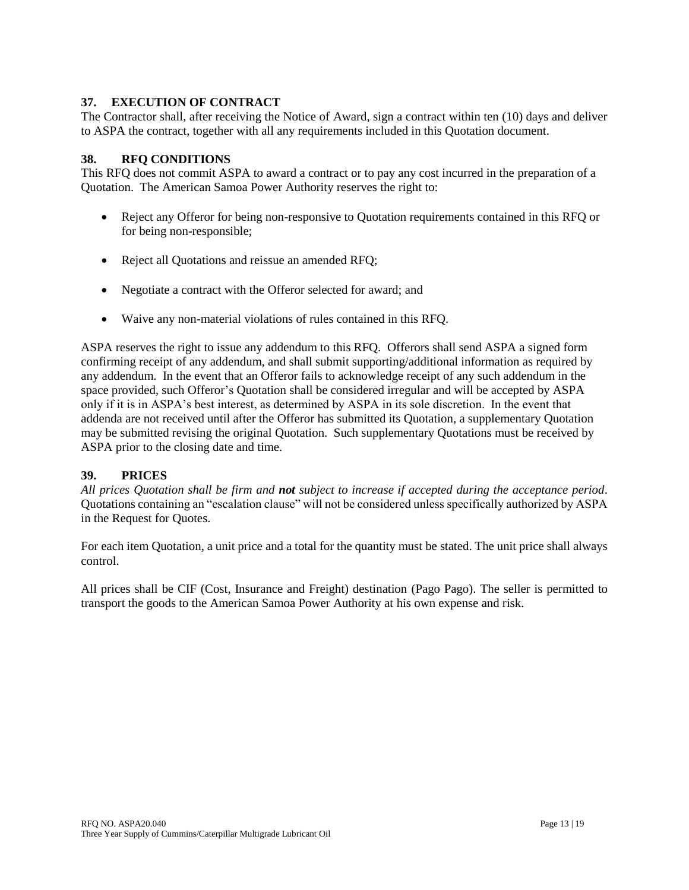## 37. EXECUTION OF CONTRACT

The Contractor shall, after receiving the Notice of Award, sign a contract within ten (10) days and deliver to ASPA the contract, together with all any requirements included in this Quotation document.

## 38. RFQ CONDITIONS

This RFQ does not commit ASPA to award a contract or to pay any cost incurred in the preparation of a Quotation. The American Samoa Power Authority reserves the right to:

- Reject any Offeror for being non-responsive to Quotation requirements contained in this RFQ or for being non-responsible;
- Reject all Quotations and reissue an amended RFQ;
- Negotiate a contract with the Offeror selected for award; and
- Waive any non-material violations of rules contained in this RFQ.

ASPA reserves the right to issue any addendum to this RFQ. Offerors shall send ASPA a signed form confirming receipt of any addendum, and shall submit supporting/additional information as required by any addendum. In the event that an Offeror fails to acknowledge receipt of any such addendum in the space provided, such Offeror's Quotation shall be considered irregular and will be accepted by ASPA only if it is in ASPA's best interest, as determined by ASPA in its sole discretion. In the event that addenda are not received until after the Offeror has submitted its Quotation, a supplementary Quotation may be submitted revising the original Quotation. Such supplementary Quotations must be received by ASPA prior to the closing date and time.

## 39. PRICES

*All prices Quotation shall be firm and **not** subject to increase if accepted during the acceptance period*. Quotations containing an "escalation clause" will not be considered unless specifically authorized by ASPA in the Request for Quotes.

For each item Quotation, a unit price and a total for the quantity must be stated. The unit price shall always control.

All prices shall be CIF (Cost, Insurance and Freight) destination (Pago Pago). The seller is permitted to transport the goods to the American Samoa Power Authority at his own expense and risk.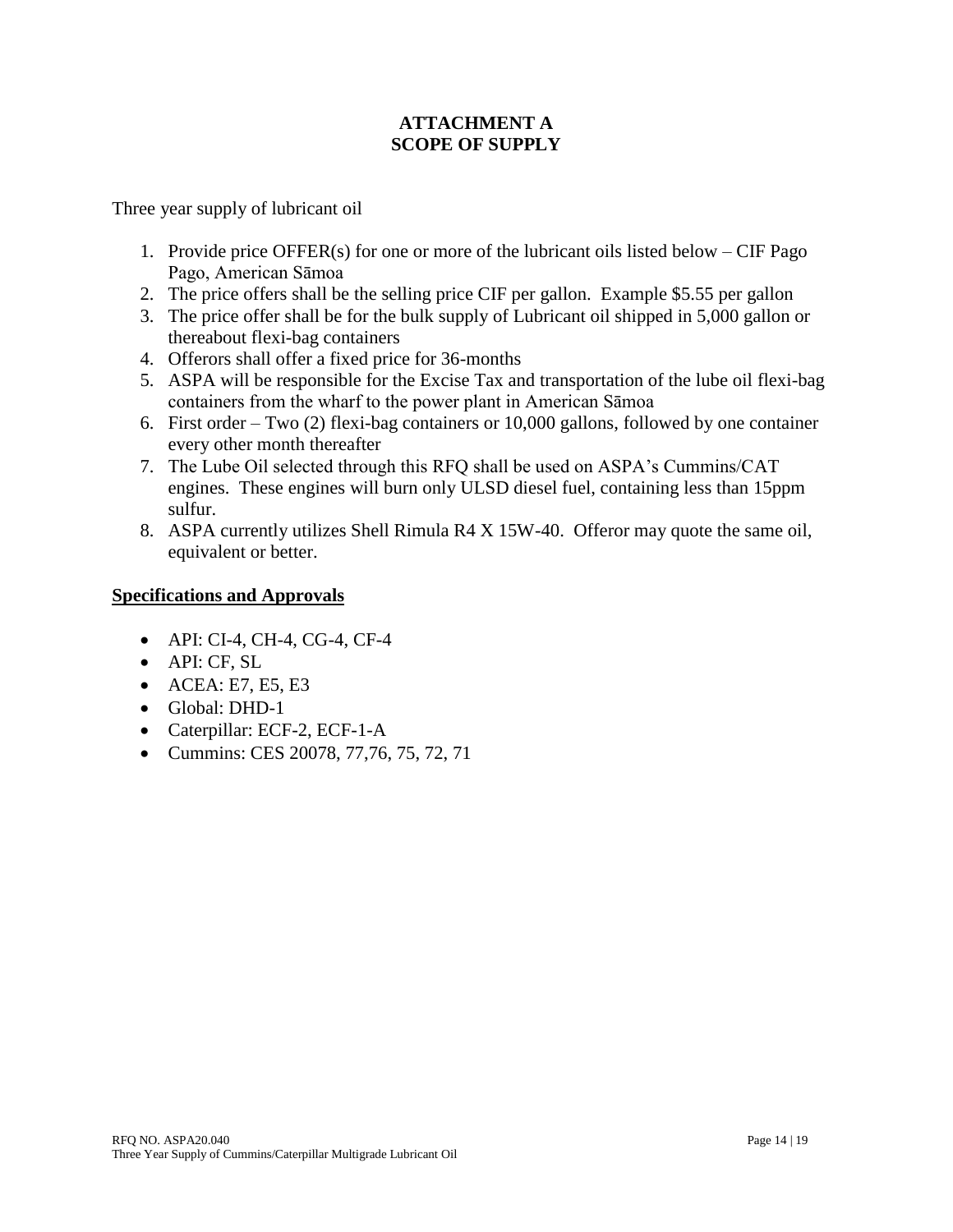# ATTACHMENT A
# SCOPE OF SUPPLY

Three year supply of lubricant oil

1. Provide price OFFER(s) for one or more of the lubricant oils listed below – CIF Pago Pago, American Sāmoa
2. The price offers shall be the selling price CIF per gallon. Example $5.55 per gallon
3. The price offer shall be for the bulk supply of Lubricant oil shipped in 5,000 gallon or thereabout flexi-bag containers
4. Offerors shall offer a fixed price for 36-months
5. ASPA will be responsible for the Excise Tax and transportation of the lube oil flexi-bag containers from the wharf to the power plant in American Sāmoa
6. First order – Two (2) flexi-bag containers or 10,000 gallons, followed by one container every other month thereafter
7. The Lube Oil selected through this RFQ shall be used on ASPA's Cummins/CAT engines. These engines will burn only ULSD diesel fuel, containing less than 15ppm sulfur.
8. ASPA currently utilizes Shell Rimula R4 X 15W-40. Offeror may quote the same oil, equivalent or better.

## Specifications and Approvals

- API: CI-4, CH-4, CG-4, CF-4
- API: CF, SL
- ACEA: E7, E5, E3
- Global: DHD-1
- Caterpillar: ECF-2, ECF-1-A
- Cummins: CES 20078, 77,76, 75, 72, 71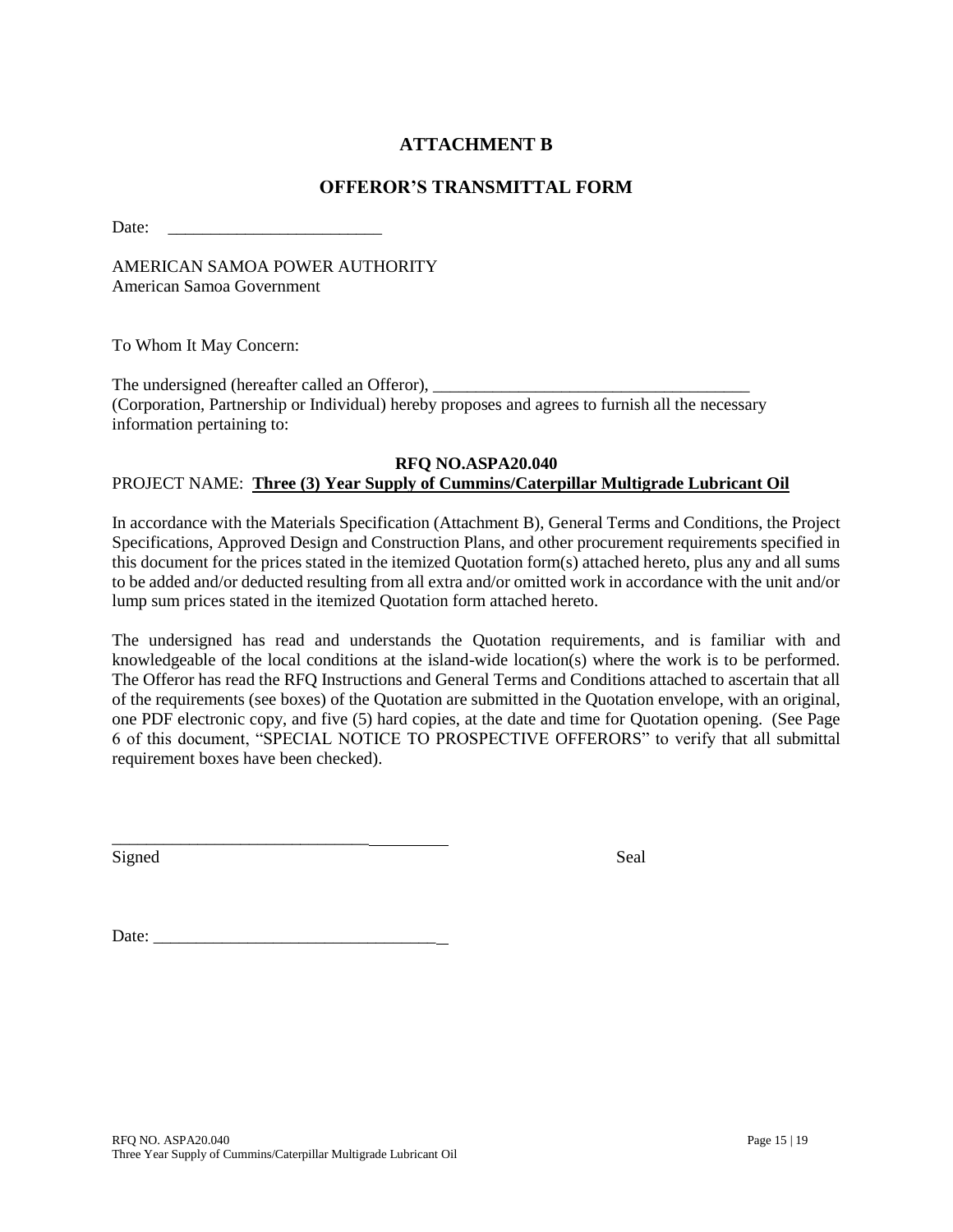# ATTACHMENT B

## OFFEROR'S TRANSMITTAL FORM

Date: _________________________

AMERICAN SAMOA POWER AUTHORITY
American Samoa Government

To Whom It May Concern:

The undersigned (hereafter called an Offeror), _____________________________________ (Corporation, Partnership or Individual) hereby proposes and agrees to furnish all the necessary information pertaining to:

**RFQ NO.ASPA20.040**

PROJECT NAME: **Three (3) Year Supply of Cummins/Caterpillar Multigrade Lubricant Oil**

In accordance with the Materials Specification (Attachment B), General Terms and Conditions, the Project Specifications, Approved Design and Construction Plans, and other procurement requirements specified in this document for the prices stated in the itemized Quotation form(s) attached hereto, plus any and all sums to be added and/or deducted resulting from all extra and/or omitted work in accordance with the unit and/or lump sum prices stated in the itemized Quotation form attached hereto.

The undersigned has read and understands the Quotation requirements, and is familiar with and knowledgeable of the local conditions at the island-wide location(s) where the work is to be performed. The Offeror has read the RFQ Instructions and General Terms and Conditions attached to ascertain that all of the requirements (see boxes) of the Quotation are submitted in the Quotation envelope, with an original, one PDF electronic copy, and five (5) hard copies, at the date and time for Quotation opening. (See Page 6 of this document, "SPECIAL NOTICE TO PROSPECTIVE OFFERORS" to verify that all submittal requirement boxes have been checked).

________________________________________
Signed Seal

Date: __________________________________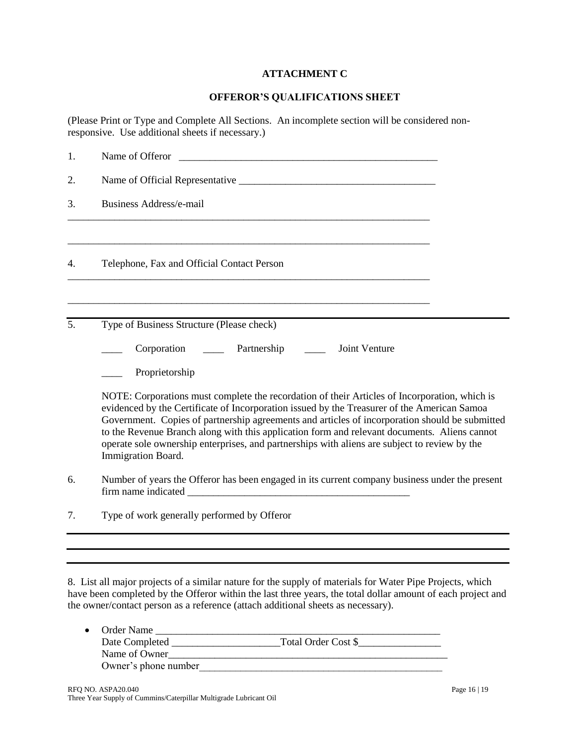# ATTACHMENT C

## OFFEROR'S QUALIFICATIONS SHEET

(Please Print or Type and Complete All Sections. An incomplete section will be considered non-responsive. Use additional sheets if necessary.)

1. Name of Offeror ____________________________________________________

2. Name of Official Representative ______________________________________

3. Business Address/e-mail

___________________________________________________________________________

___________________________________________________________________________

4. Telephone, Fax and Official Contact Person

___________________________________________________________________________

___________________________________________________________________________

5. Type of Business Structure (Please check)

   ____ Corporation ____ Partnership ____ Joint Venture

   ____ Proprietorship

   NOTE: Corporations must complete the recordation of their Articles of Incorporation, which is evidenced by the Certificate of Incorporation issued by the Treasurer of the American Samoa Government. Copies of partnership agreements and articles of incorporation should be submitted to the Revenue Branch along with this application form and relevant documents. Aliens cannot operate sole ownership enterprises, and partnerships with aliens are subject to review by the Immigration Board.

6. Number of years the Offeror has been engaged in its current company business under the present firm name indicated ____________________________________________

7. Type of work generally performed by Offeror

___________________________________________________________________________

___________________________________________________________________________

___________________________________________________________________________

8. List all major projects of a similar nature for the supply of materials for Water Pipe Projects, which have been completed by the Offeror within the last three years, the total dollar amount of each project and the owner/contact person as a reference (attach additional sheets as necessary).

- Order Name ____________________________________________________________
  Date Completed _____________________Total Order Cost $________________
  Name of Owner__________________________________________________________
  Owner's phone number_________________________________________________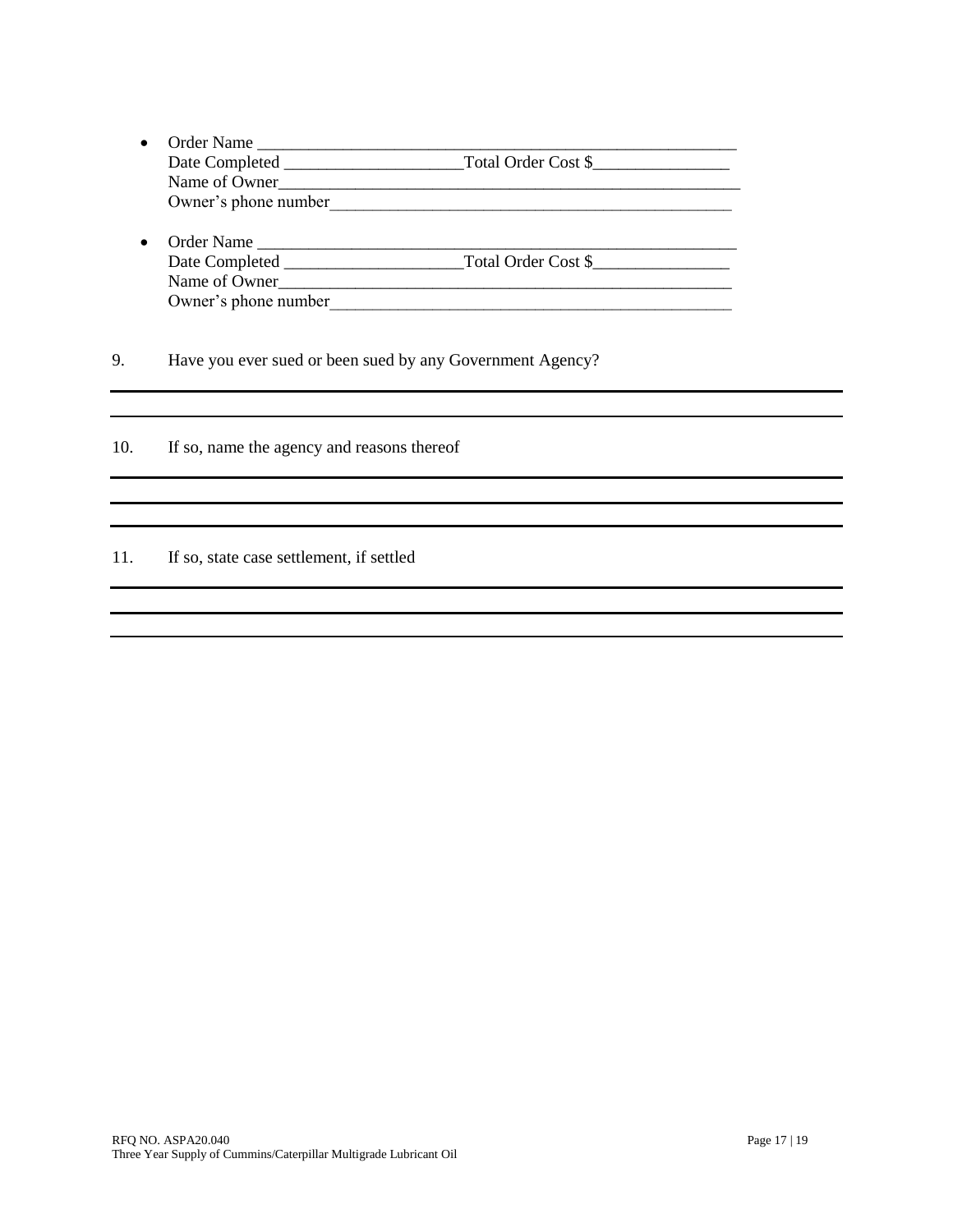- Order Name ___________________________________________________________
  Date Completed _____________________Total Order Cost $________________
  Name of Owner_________________________________________________________
  Owner's phone number__________________________________________________

- Order Name ___________________________________________________________
  Date Completed _____________________Total Order Cost $________________
  Name of Owner_________________________________________________________
  Owner's phone number__________________________________________________

9. Have you ever sued or been sued by any Government Agency?

______________________________________________________________________________

______________________________________________________________________________

10. If so, name the agency and reasons thereof

______________________________________________________________________________

______________________________________________________________________________

______________________________________________________________________________

11. If so, state case settlement, if settled

______________________________________________________________________________

______________________________________________________________________________

______________________________________________________________________________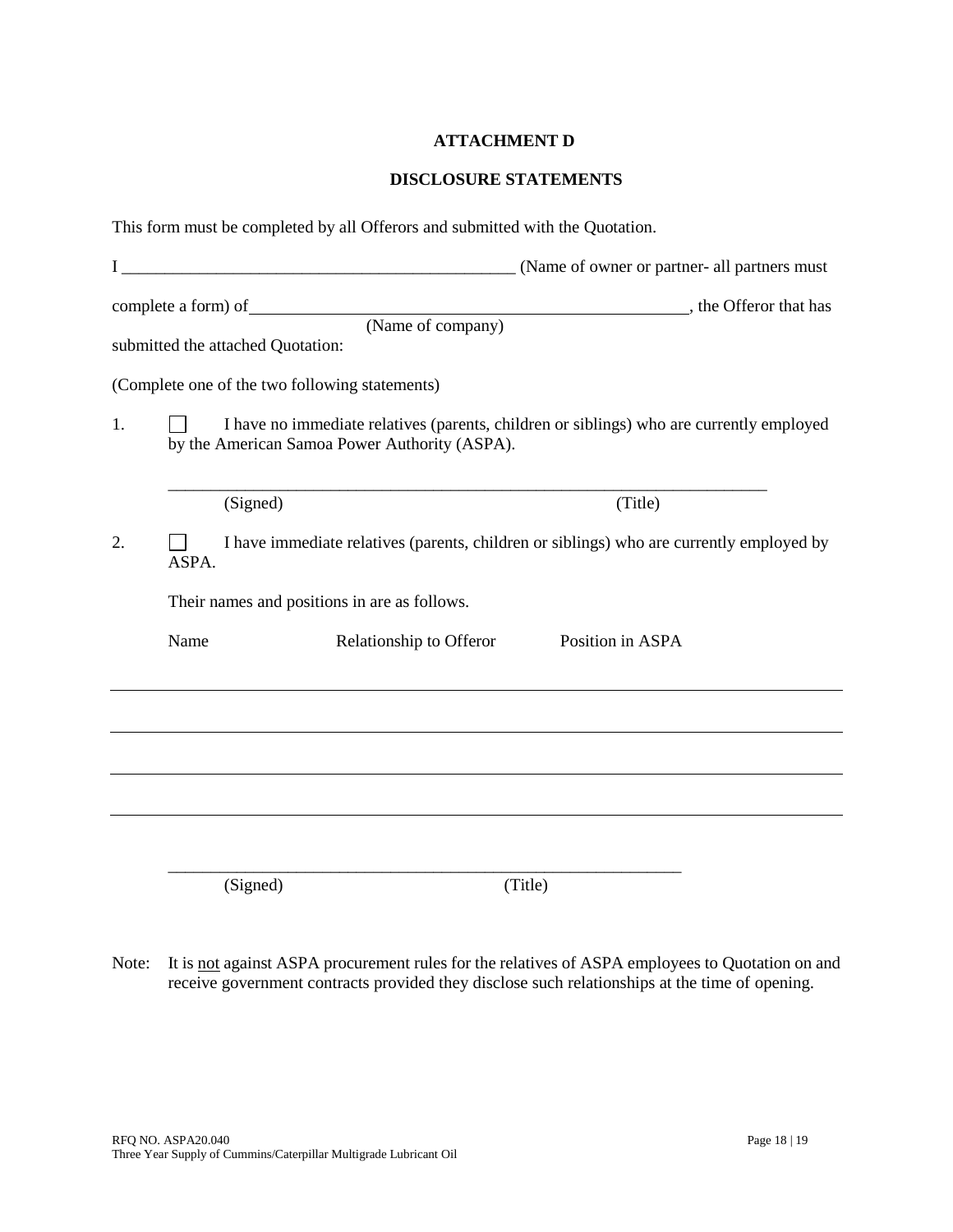**ATTACHMENT D**

**DISCLOSURE STATEMENTS**

This form must be completed by all Offerors and submitted with the Quotation.

I _______________________________________________ (Name of owner or partner- all partners must complete a form) of ____________________________________________________, the Offeror that has
(Name of company)
submitted the attached Quotation:

(Complete one of the two following statements)

1. ☐ I have no immediate relatives (parents, children or siblings) who are currently employed by the American Samoa Power Authority (ASPA).

   ______________________________________________________________________
   (Signed) (Title)

2. ☐ I have immediate relatives (parents, children or siblings) who are currently employed by ASPA.

   Their names and positions in are as follows.

| Name | Relationship to Offeror | Position in ASPA |
|---|---|---|
| | | |
| | | |
| | | |
| | | |

   ____________________________________________________________
   (Signed) (Title)

Note: It is not against ASPA procurement rules for the relatives of ASPA employees to Quotation on and receive government contracts provided they disclose such relationships at the time of opening.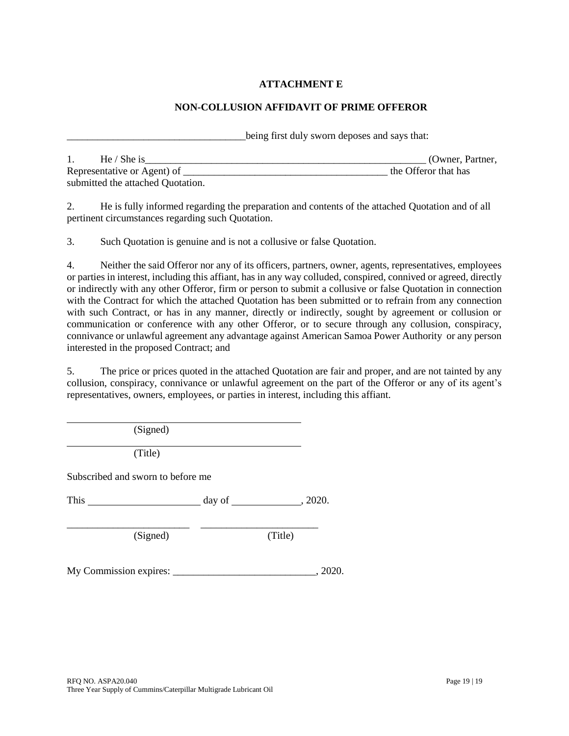**ATTACHMENT E**

**NON-COLLUSION AFFIDAVIT OF PRIME OFFEROR**

___________________________________being first duly sworn deposes and says that:

1. He / She is________________________________________________________ (Owner, Partner, Representative or Agent) of _______________________________________ the Offeror that has submitted the attached Quotation.

2. He is fully informed regarding the preparation and contents of the attached Quotation and of all pertinent circumstances regarding such Quotation.

3. Such Quotation is genuine and is not a collusive or false Quotation.

4. Neither the said Offeror nor any of its officers, partners, owner, agents, representatives, employees or parties in interest, including this affiant, has in any way colluded, conspired, connived or agreed, directly or indirectly with any other Offeror, firm or person to submit a collusive or false Quotation in connection with the Contract for which the attached Quotation has been submitted or to refrain from any connection with such Contract, or has in any manner, directly or indirectly, sought by agreement or collusion or communication or conference with any other Offeror, or to secure through any collusion, conspiracy, connivance or unlawful agreement any advantage against American Samoa Power Authority or any person interested in the proposed Contract; and

5. The price or prices quoted in the attached Quotation are fair and proper, and are not tainted by any collusion, conspiracy, connivance or unlawful agreement on the part of the Offeror or any of its agent's representatives, owners, employees, or parties in interest, including this affiant.

_______________________________________
(Signed)

_______________________________________
(Title)

Subscribed and sworn to before me

This ____________________ day of ____________, 2020.

_______________________ _______________________
(Signed) (Title)

My Commission expires: ___________________________, 2020.